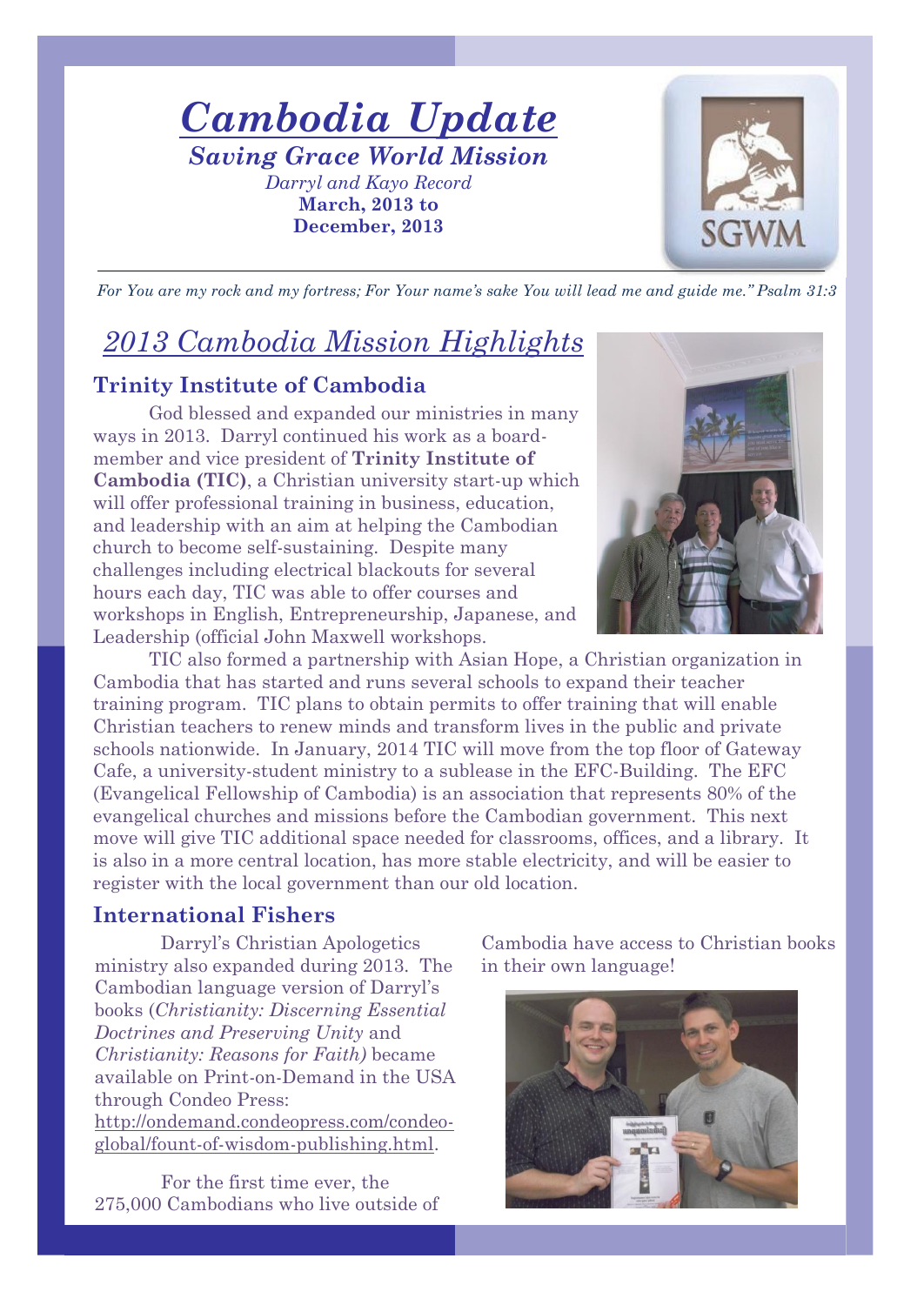# *Cambodia Update*

## *Saving Grace World Mission*

*Darryl and Kayo Record*

**March, 2013 to December, 2013**

*For You are my rock and my fortress; For Your name's sake You will lead me and guide me." Psalm 31:3*

## *2013 Cambodia Mission Highlights*

### Trinity Institute of Cambodia

God blessed and expanded our ministries in many ways in 2013. Darryl continued his work as a board-member and vice president of **Trinity Institute of Cambodia (TIC)**, a Christian university start-up which will offer professional training in business, education, and leadership with an aim at helping the Cambodian church to become self-sustaining. Despite many challenges including electrical blackouts for several hours each day, TIC was able to offer courses and workshops in English, Entrepreneurship, Japanese, and Leadership (official John Maxwell workshops.

TIC also formed a partnership with Asian Hope, a Christian organization in Cambodia that has started and runs several schools to expand their teacher training program. TIC plans to obtain permits to offer training that will enable Christian teachers to renew minds and transform lives in the public and private schools nationwide. In January, 2014 TIC will move from the top floor of Gateway Cafe, a university-student ministry to a sublease in the EFC-Building. The EFC (Evangelical Fellowship of Cambodia) is an association that represents 80% of the evangelical churches and missions before the Cambodian government. This next move will give TIC additional space needed for classrooms, offices, and a library. It is also in a more central location, has more stable electricity, and will be easier to register with the local government than our old location.

### International Fishers

Darryl's Christian Apologetics ministry also expanded during 2013. The Cambodian language version of Darryl's books (*Christianity: Discerning Essential Doctrines and Preserving Unity* and *Christianity: Reasons for Faith)* became available on Print-on-Demand in the USA through Condeo Press: http://ondemand.condeopress.com/condeo-global/fount-of-wisdom-publishing.html.

For the first time ever, the 275,000 Cambodians who live outside of Cambodia have access to Christian books in their own language!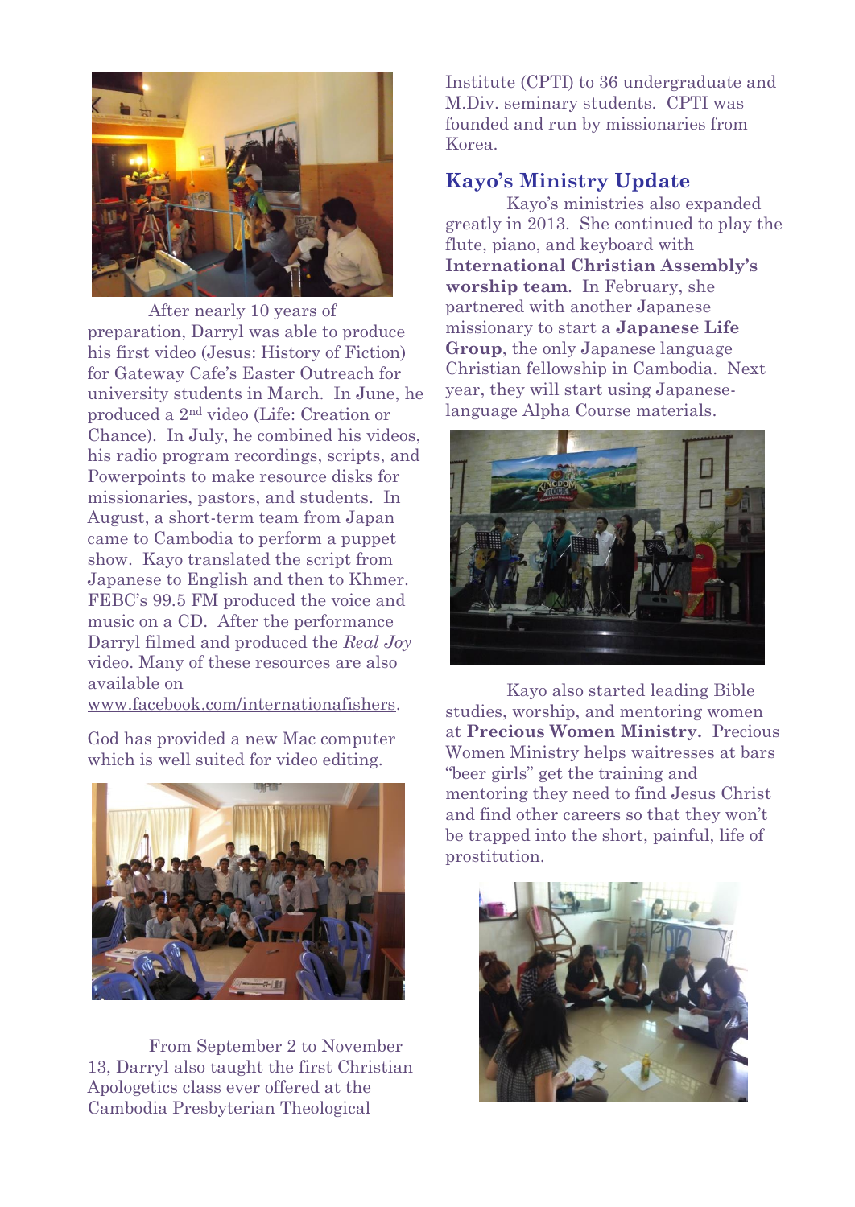After nearly 10 years of preparation, Darryl was able to produce his first video (Jesus: History of Fiction) for Gateway Cafe's Easter Outreach for university students in March. In June, he produced a 2nd video (Life: Creation or Chance). In July, he combined his videos, his radio program recordings, scripts, and Powerpoints to make resource disks for missionaries, pastors, and students. In August, a short-term team from Japan came to Cambodia to perform a puppet show. Kayo translated the script from Japanese to English and then to Khmer. FEBC's 99.5 FM produced the voice and music on a CD. After the performance Darryl filmed and produced the *Real Joy* video. Many of these resources are also available on www.facebook.com/internationafishers.

God has provided a new Mac computer which is well suited for video editing.

From September 2 to November 13, Darryl also taught the first Christian Apologetics class ever offered at the Cambodia Presbyterian Theological Institute (CPTI) to 36 undergraduate and M.Div. seminary students. CPTI was founded and run by missionaries from Korea.

## Kayo's Ministry Update

Kayo's ministries also expanded greatly in 2013. She continued to play the flute, piano, and keyboard with **International Christian Assembly's worship team**. In February, she partnered with another Japanese missionary to start a **Japanese Life Group**, the only Japanese language Christian fellowship in Cambodia. Next year, they will start using Japanese-language Alpha Course materials.

Kayo also started leading Bible studies, worship, and mentoring women at **Precious Women Ministry.** Precious Women Ministry helps waitresses at bars "beer girls" get the training and mentoring they need to find Jesus Christ and find other careers so that they won't be trapped into the short, painful, life of prostitution.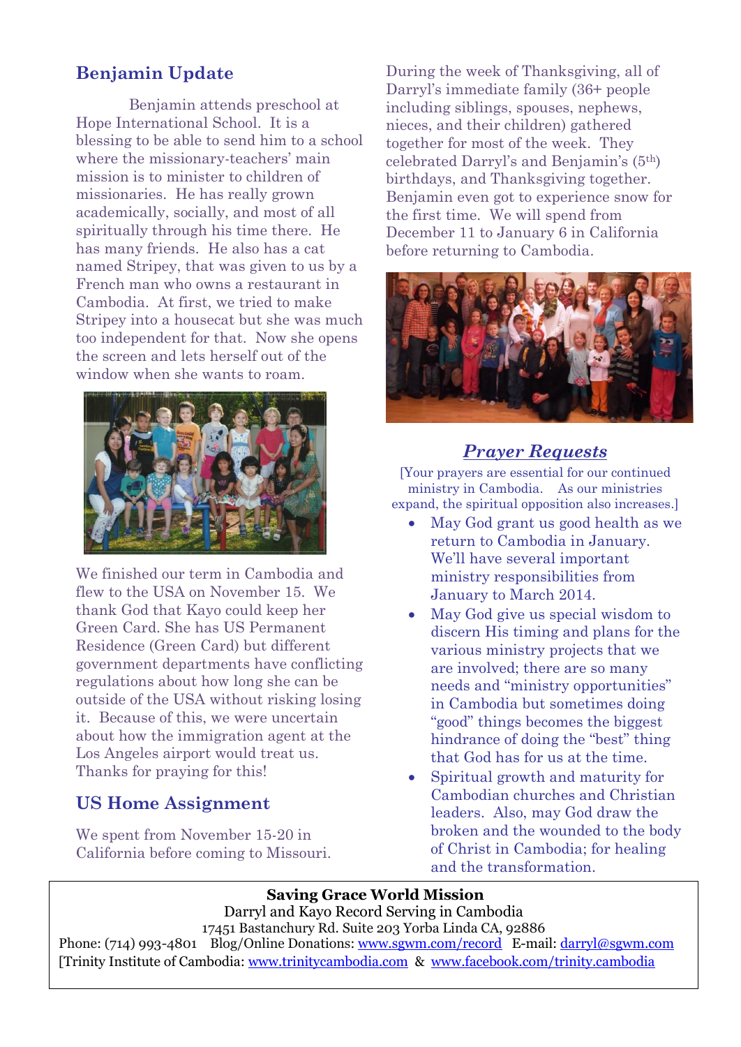## Benjamin Update

Benjamin attends preschool at Hope International School. It is a blessing to be able to send him to a school where the missionary-teachers' main mission is to minister to children of missionaries. He has really grown academically, socially, and most of all spiritually through his time there. He has many friends. He also has a cat named Stripey, that was given to us by a French man who owns a restaurant in Cambodia. At first, we tried to make Stripey into a housecat but she was much too independent for that. Now she opens the screen and lets herself out of the window when she wants to roam.

We finished our term in Cambodia and flew to the USA on November 15. We thank God that Kayo could keep her Green Card. She has US Permanent Residence (Green Card) but different government departments have conflicting regulations about how long she can be outside of the USA without risking losing it. Because of this, we were uncertain about how the immigration agent at the Los Angeles airport would treat us. Thanks for praying for this!

## US Home Assignment

We spent from November 15-20 in California before coming to Missouri. During the week of Thanksgiving, all of Darryl's immediate family (36+ people including siblings, spouses, nephews, nieces, and their children) gathered together for most of the week. They celebrated Darryl's and Benjamin's (5th) birthdays, and Thanksgiving together. Benjamin even got to experience snow for the first time. We will spend from December 11 to January 6 in California before returning to Cambodia.

## ***Prayer Requests***

[Your prayers are essential for our continued ministry in Cambodia. As our ministries expand, the spiritual opposition also increases.]

- May God grant us good health as we return to Cambodia in January. We'll have several important ministry responsibilities from January to March 2014.
- May God give us special wisdom to discern His timing and plans for the various ministry projects that we are involved; there are so many needs and "ministry opportunities" in Cambodia but sometimes doing "good" things becomes the biggest hindrance of doing the "best" thing that God has for us at the time.
- Spiritual growth and maturity for Cambodian churches and Christian leaders. Also, may God draw the broken and the wounded to the body of Christ in Cambodia; for healing and the transformation.

**Saving Grace World Mission**
Darryl and Kayo Record Serving in Cambodia
17451 Bastanchury Rd. Suite 203 Yorba Linda CA, 92886
Phone: (714) 993-4801 Blog/Online Donations: www.sgwm.com/record E-mail: darryl@sgwm.com
[Trinity Institute of Cambodia: www.trinitycambodia.com & www.facebook.com/trinity.cambodia